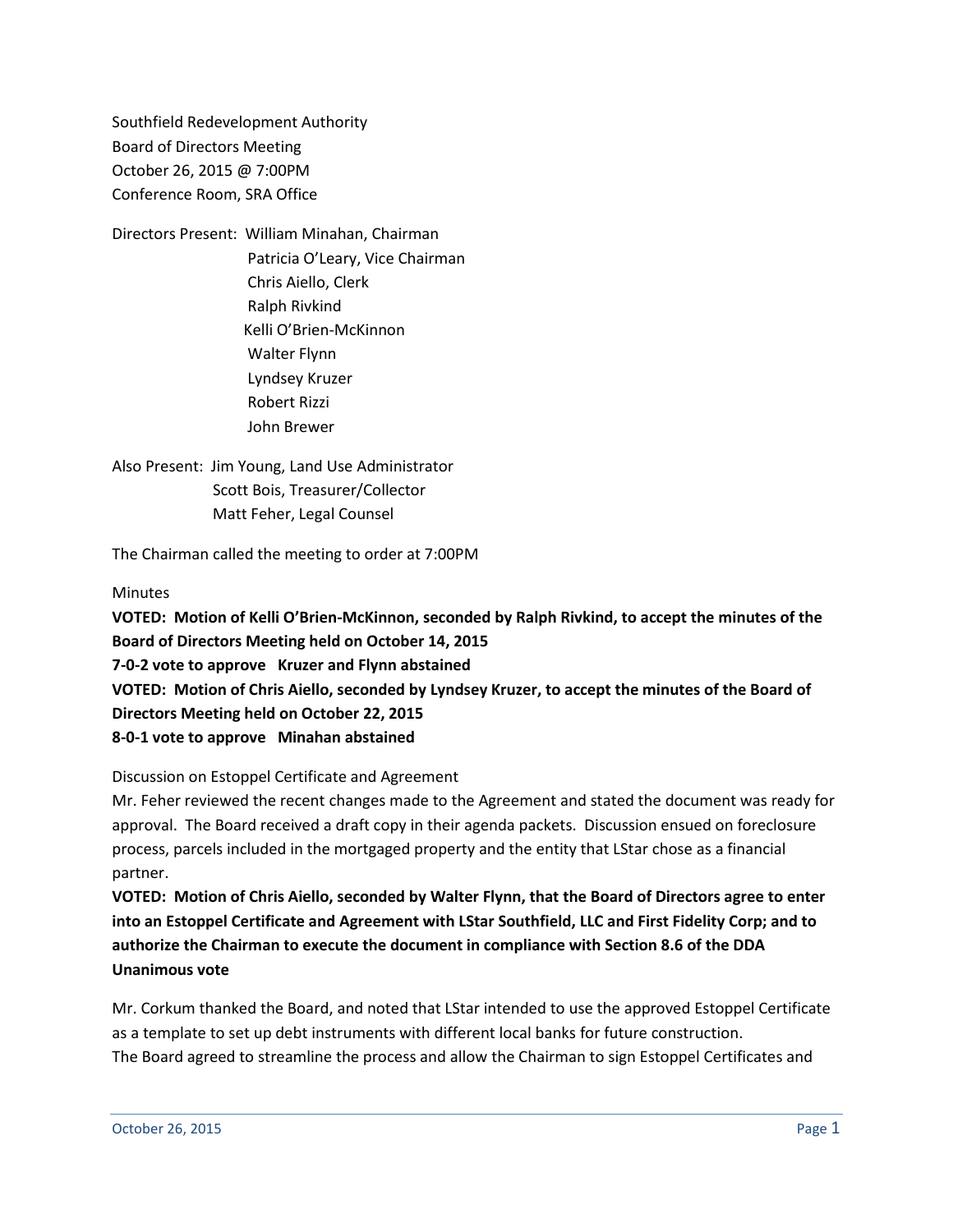Southfield Redevelopment Authority
Board of Directors Meeting
October 26, 2015 @ 7:00PM
Conference Room, SRA Office

Directors Present: William Minahan, Chairman
Patricia O'Leary, Vice Chairman
Chris Aiello, Clerk
Ralph Rivkind
Kelli O'Brien-McKinnon
Walter Flynn
Lyndsey Kruzer
Robert Rizzi
John Brewer

Also Present: Jim Young, Land Use Administrator
Scott Bois, Treasurer/Collector
Matt Feher, Legal Counsel

The Chairman called the meeting to order at 7:00PM

Minutes

**VOTED: Motion of Kelli O'Brien-McKinnon, seconded by Ralph Rivkind, to accept the minutes of the Board of Directors Meeting held on October 14, 2015**
**7-0-2 vote to approve Kruzer and Flynn abstained**
**VOTED: Motion of Chris Aiello, seconded by Lyndsey Kruzer, to accept the minutes of the Board of Directors Meeting held on October 22, 2015**
**8-0-1 vote to approve Minahan abstained**

Discussion on Estoppel Certificate and Agreement

Mr. Feher reviewed the recent changes made to the Agreement and stated the document was ready for approval. The Board received a draft copy in their agenda packets. Discussion ensued on foreclosure process, parcels included in the mortgaged property and the entity that LStar chose as a financial partner.

**VOTED: Motion of Chris Aiello, seconded by Walter Flynn, that the Board of Directors agree to enter into an Estoppel Certificate and Agreement with LStar Southfield, LLC and First Fidelity Corp; and to authorize the Chairman to execute the document in compliance with Section 8.6 of the DDA**
**Unanimous vote**

Mr. Corkum thanked the Board, and noted that LStar intended to use the approved Estoppel Certificate as a template to set up debt instruments with different local banks for future construction.
The Board agreed to streamline the process and allow the Chairman to sign Estoppel Certificates and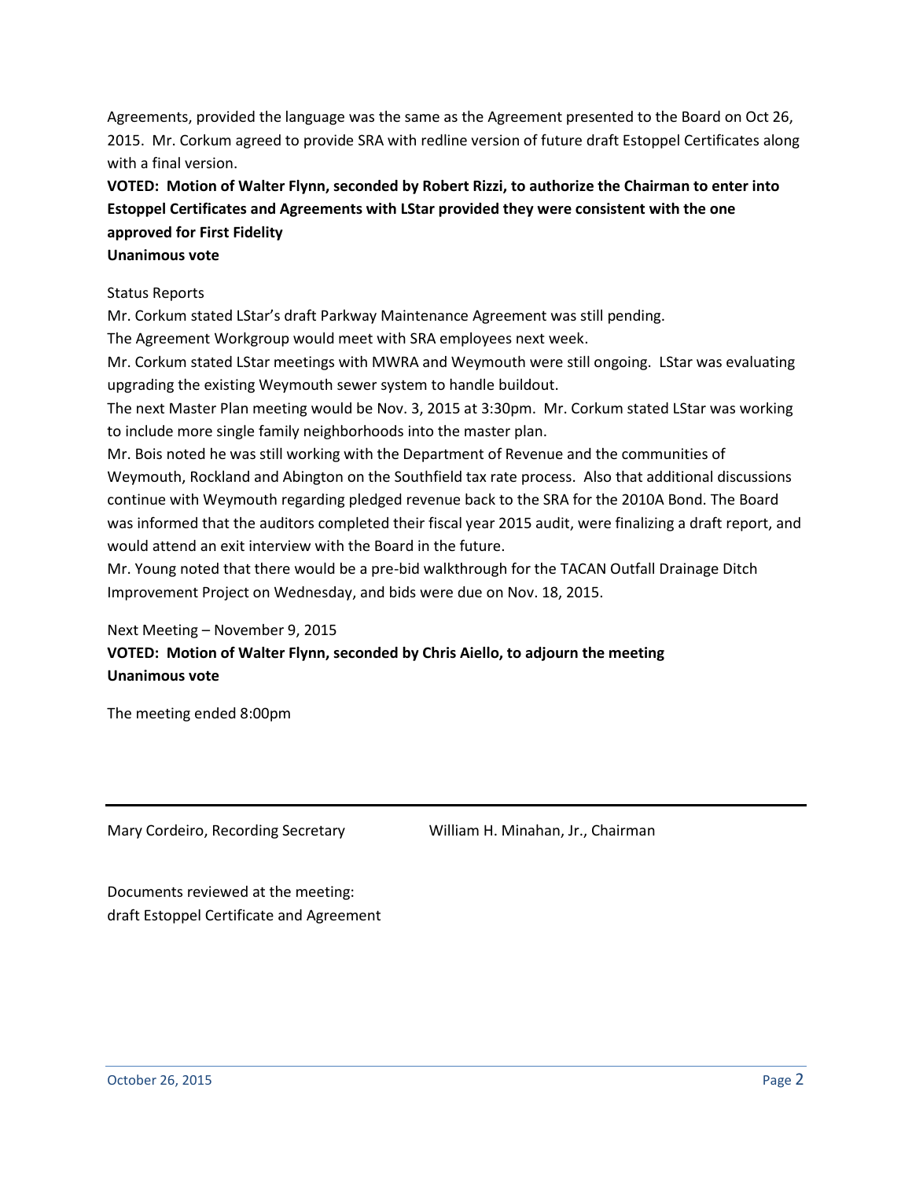Agreements, provided the language was the same as the Agreement presented to the Board on Oct 26, 2015. Mr. Corkum agreed to provide SRA with redline version of future draft Estoppel Certificates along with a final version.

**VOTED: Motion of Walter Flynn, seconded by Robert Rizzi, to authorize the Chairman to enter into Estoppel Certificates and Agreements with LStar provided they were consistent with the one approved for First Fidelity**
**Unanimous vote**

Status Reports

Mr. Corkum stated LStar's draft Parkway Maintenance Agreement was still pending.

The Agreement Workgroup would meet with SRA employees next week.

Mr. Corkum stated LStar meetings with MWRA and Weymouth were still ongoing. LStar was evaluating upgrading the existing Weymouth sewer system to handle buildout.

The next Master Plan meeting would be Nov. 3, 2015 at 3:30pm. Mr. Corkum stated LStar was working to include more single family neighborhoods into the master plan.

Mr. Bois noted he was still working with the Department of Revenue and the communities of Weymouth, Rockland and Abington on the Southfield tax rate process. Also that additional discussions continue with Weymouth regarding pledged revenue back to the SRA for the 2010A Bond. The Board was informed that the auditors completed their fiscal year 2015 audit, were finalizing a draft report, and would attend an exit interview with the Board in the future.

Mr. Young noted that there would be a pre-bid walkthrough for the TACAN Outfall Drainage Ditch Improvement Project on Wednesday, and bids were due on Nov. 18, 2015.

Next Meeting – November 9, 2015

**VOTED: Motion of Walter Flynn, seconded by Chris Aiello, to adjourn the meeting**
**Unanimous vote**

The meeting ended 8:00pm

---

Mary Cordeiro, Recording Secretary        William H. Minahan, Jr., Chairman

Documents reviewed at the meeting:
draft Estoppel Certificate and Agreement